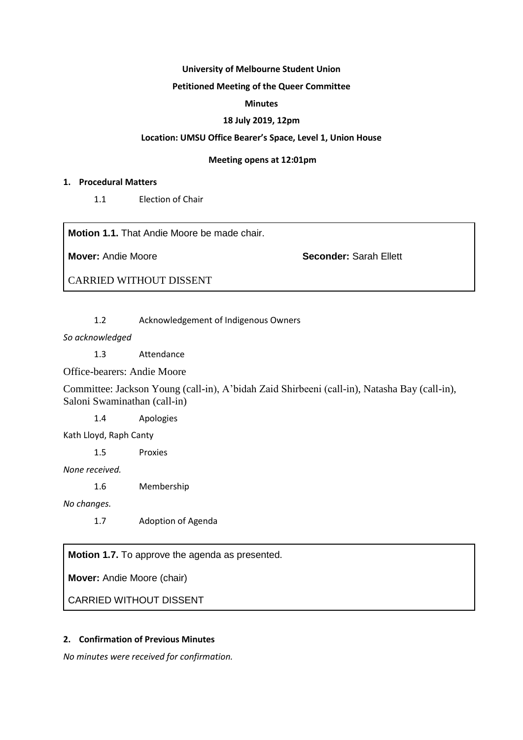**University of Melbourne Student Union**

**Petitioned Meeting of the Queer Committee**

**Minutes**

**18 July 2019, 12pm**

**Location: UMSU Office Bearer's Space, Level 1, Union House**

**Meeting opens at 12:01pm**

## 1. Procedural Matters

1.1 Election of Chair

> **Motion 1.1.** That Andie Moore be made chair.
>
> **Mover:** Andie Moore **Seconder:** Sarah Ellett
>
> CARRIED WITHOUT DISSENT

1.2 Acknowledgement of Indigenous Owners

*So acknowledged*

1.3 Attendance

Office-bearers: Andie Moore

Committee: Jackson Young (call-in), A'bidah Zaid Shirbeeni (call-in), Natasha Bay (call-in), Saloni Swaminathan (call-in)

1.4 Apologies

Kath Lloyd, Raph Canty

1.5 Proxies

*None received.*

1.6 Membership

*No changes.*

1.7 Adoption of Agenda

> **Motion 1.7.** To approve the agenda as presented.
>
> **Mover:** Andie Moore (chair)
>
> CARRIED WITHOUT DISSENT

## 2. Confirmation of Previous Minutes

*No minutes were received for confirmation.*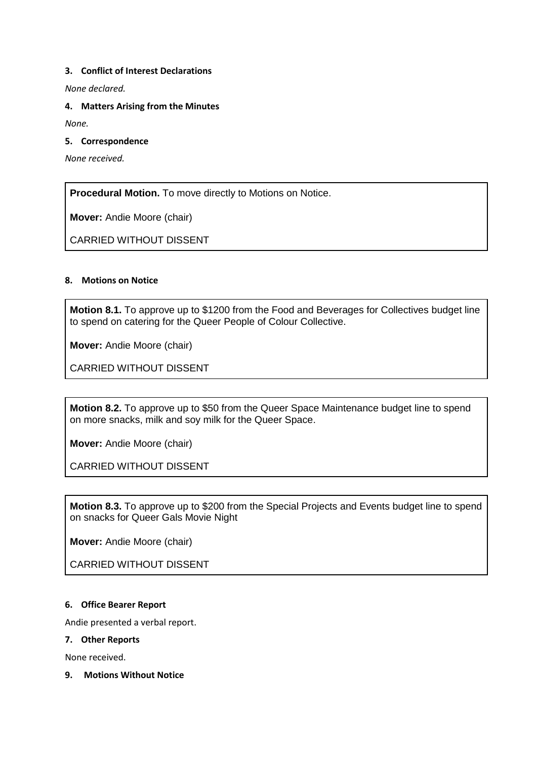**3. Conflict of Interest Declarations**

*None declared.*

**4. Matters Arising from the Minutes**

*None.*

**5. Correspondence**

*None received.*

> **Procedural Motion.** To move directly to Motions on Notice.
>
> **Mover:** Andie Moore (chair)
>
> CARRIED WITHOUT DISSENT

**8. Motions on Notice**

> **Motion 8.1.** To approve up to $1200 from the Food and Beverages for Collectives budget line to spend on catering for the Queer People of Colour Collective.
>
> **Mover:** Andie Moore (chair)
>
> CARRIED WITHOUT DISSENT

> **Motion 8.2.** To approve up to $50 from the Queer Space Maintenance budget line to spend on more snacks, milk and soy milk for the Queer Space.
>
> **Mover:** Andie Moore (chair)
>
> CARRIED WITHOUT DISSENT

> **Motion 8.3.** To approve up to $200 from the Special Projects and Events budget line to spend on snacks for Queer Gals Movie Night
>
> **Mover:** Andie Moore (chair)
>
> CARRIED WITHOUT DISSENT

**6. Office Bearer Report**

Andie presented a verbal report.

**7. Other Reports**

None received.

**9. Motions Without Notice**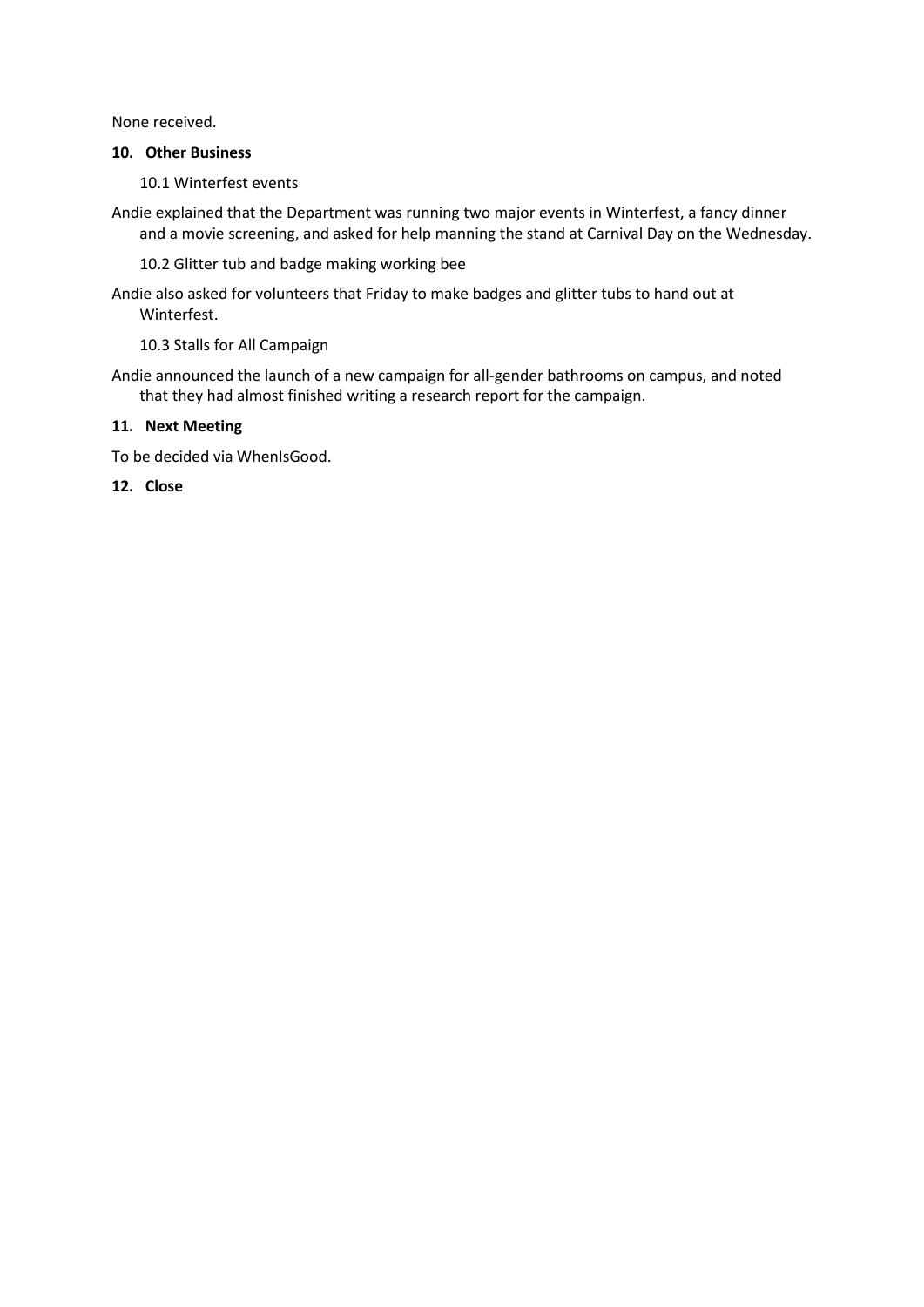None received.

**10. Other Business**

10.1 Winterfest events

Andie explained that the Department was running two major events in Winterfest, a fancy dinner and a movie screening, and asked for help manning the stand at Carnival Day on the Wednesday.

10.2 Glitter tub and badge making working bee

Andie also asked for volunteers that Friday to make badges and glitter tubs to hand out at Winterfest.

10.3 Stalls for All Campaign

Andie announced the launch of a new campaign for all-gender bathrooms on campus, and noted that they had almost finished writing a research report for the campaign.

**11. Next Meeting**

To be decided via WhenIsGood.

**12. Close**